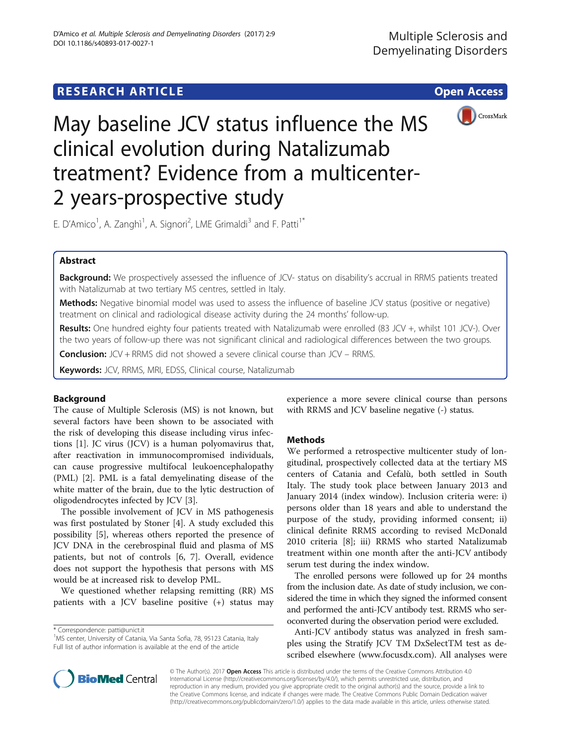# RESEARCH ARTICLE

Open Access

# May baseline JCV status influence the MS clinical evolution during Natalizumab treatment? Evidence from a multicenter-2 years-prospective study

E. D'Amico[1], A. Zanghì[1], A. Signori[2], LME Grimaldi[3] and F. Patti[1*]

## Abstract

**Background:** We prospectively assessed the influence of JCV- status on disability's accrual in RRMS patients treated with Natalizumab at two tertiary MS centres, settled in Italy.

**Methods:** Negative binomial model was used to assess the influence of baseline JCV status (positive or negative) treatment on clinical and radiological disease activity during the 24 months' follow-up.

**Results:** One hundred eighty four patients treated with Natalizumab were enrolled (83 JCV +, whilst 101 JCV-). Over the two years of follow-up there was not significant clinical and radiological differences between the two groups.

**Conclusion:** JCV + RRMS did not showed a severe clinical course than JCV – RRMS.

**Keywords:** JCV, RRMS, MRI, EDSS, Clinical course, Natalizumab

## Background

The cause of Multiple Sclerosis (MS) is not known, but several factors have been shown to be associated with the risk of developing this disease including virus infections [1]. JC virus (JCV) is a human polyomavirus that, after reactivation in immunocompromised individuals, can cause progressive multifocal leukoencephalopathy (PML) [2]. PML is a fatal demyelinating disease of the white matter of the brain, due to the lytic destruction of oligodendrocytes infected by JCV [3].

The possible involvement of JCV in MS pathogenesis was first postulated by Stoner [4]. A study excluded this possibility [5], whereas others reported the presence of JCV DNA in the cerebrospinal fluid and plasma of MS patients, but not of controls [6, 7]. Overall, evidence does not support the hypothesis that persons with MS would be at increased risk to develop PML.

We questioned whether relapsing remitting (RR) MS patients with a JCV baseline positive (+) status may experience a more severe clinical course than persons with RRMS and JCV baseline negative (-) status.

## Methods

We performed a retrospective multicenter study of longitudinal, prospectively collected data at the tertiary MS centers of Catania and Cefalù, both settled in South Italy. The study took place between January 2013 and January 2014 (index window). Inclusion criteria were: i) persons older than 18 years and able to understand the purpose of the study, providing informed consent; ii) clinical definite RRMS according to revised McDonald 2010 criteria [8]; iii) RRMS who started Natalizumab treatment within one month after the anti-JCV antibody serum test during the index window.

The enrolled persons were followed up for 24 months from the inclusion date. As date of study inclusion, we considered the time in which they signed the informed consent and performed the anti-JCV antibody test. RRMS who seroconverted during the observation period were excluded.

Anti-JCV antibody status was analyzed in fresh samples using the Stratify JCV TM DxSelectTM test as described elsewhere (www.focusdx.com). All analyses were

* Correspondence: patti@unict.it
[1]MS center, University of Catania, Via Santa Sofia, 78, 95123 Catania, Italy
Full list of author information is available at the end of the article

© The Author(s). 2017 **Open Access** This article is distributed under the terms of the Creative Commons Attribution 4.0 International License (http://creativecommons.org/licenses/by/4.0/), which permits unrestricted use, distribution, and reproduction in any medium, provided you give appropriate credit to the original author(s) and the source, provide a link to the Creative Commons license, and indicate if changes were made. The Creative Commons Public Domain Dedication waiver (http://creativecommons.org/publicdomain/zero/1.0/) applies to the data made available in this article, unless otherwise stated.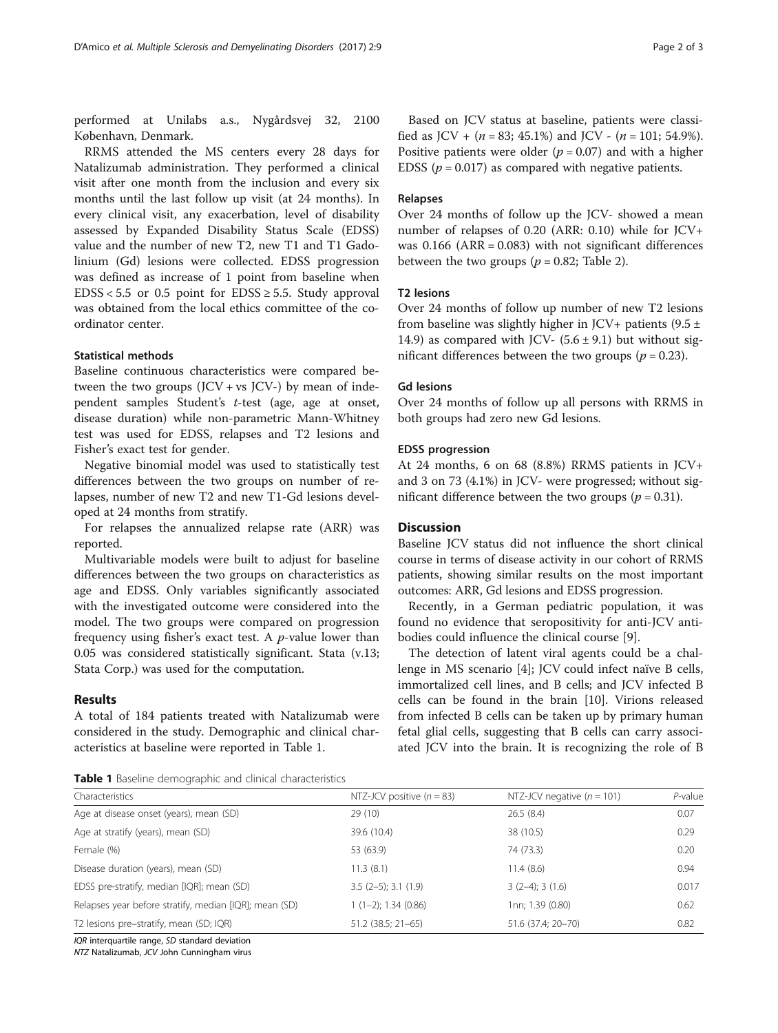performed at Unilabs a.s., Nygårdsvej 32, 2100 København, Denmark.

RRMS attended the MS centers every 28 days for Natalizumab administration. They performed a clinical visit after one month from the inclusion and every six months until the last follow up visit (at 24 months). In every clinical visit, any exacerbation, level of disability assessed by Expanded Disability Status Scale (EDSS) value and the number of new T2, new T1 and T1 Gadolinium (Gd) lesions were collected. EDSS progression was defined as increase of 1 point from baseline when EDSS < 5.5 or 0.5 point for EDSS ≥ 5.5. Study approval was obtained from the local ethics committee of the coordinator center.

### Statistical methods

Baseline continuous characteristics were compared between the two groups (JCV + vs JCV-) by mean of independent samples Student's *t*-test (age, age at onset, disease duration) while non-parametric Mann-Whitney test was used for EDSS, relapses and T2 lesions and Fisher's exact test for gender.

Negative binomial model was used to statistically test differences between the two groups on number of relapses, number of new T2 and new T1-Gd lesions developed at 24 months from stratify.

For relapses the annualized relapse rate (ARR) was reported.

Multivariable models were built to adjust for baseline differences between the two groups on characteristics as age and EDSS. Only variables significantly associated with the investigated outcome were considered into the model. The two groups were compared on progression frequency using fisher's exact test. A *p*-value lower than 0.05 was considered statistically significant. Stata (v.13; Stata Corp.) was used for the computation.

## Results

A total of 184 patients treated with Natalizumab were considered in the study. Demographic and clinical characteristics at baseline were reported in Table 1.

Based on JCV status at baseline, patients were classified as JCV + ($n = 83$; 45.1%) and JCV - ($n = 101$; 54.9%). Positive patients were older ($p = 0.07$) and with a higher EDSS ($p = 0.017$) as compared with negative patients.

### Relapses

Over 24 months of follow up the JCV- showed a mean number of relapses of 0.20 (ARR: 0.10) while for JCV+ was 0.166 (ARR = 0.083) with not significant differences between the two groups ($p = 0.82$; Table 2).

### T2 lesions

Over 24 months of follow up number of new T2 lesions from baseline was slightly higher in JCV+ patients (9.5 ± 14.9) as compared with JCV- (5.6 ± 9.1) but without significant differences between the two groups ($p = 0.23$).

### Gd lesions

Over 24 months of follow up all persons with RRMS in both groups had zero new Gd lesions.

### EDSS progression

At 24 months, 6 on 68 (8.8%) RRMS patients in JCV+ and 3 on 73 (4.1%) in JCV- were progressed; without significant difference between the two groups ($p = 0.31$).

## Discussion

Baseline JCV status did not influence the short clinical course in terms of disease activity in our cohort of RRMS patients, showing similar results on the most important outcomes: ARR, Gd lesions and EDSS progression.

Recently, in a German pediatric population, it was found no evidence that seropositivity for anti-JCV antibodies could influence the clinical course [9].

The detection of latent viral agents could be a challenge in MS scenario [4]; JCV could infect naïve B cells, immortalized cell lines, and B cells; and JCV infected B cells can be found in the brain [10]. Virions released from infected B cells can be taken up by primary human fetal glial cells, suggesting that B cells can carry associated JCV into the brain. It is recognizing the role of B

**Table 1** Baseline demographic and clinical characteristics

| Characteristics | NTZ-JCV positive ($n = 83$) | NTZ-JCV negative ($n = 101$) | *P*-value |
|---|---|---|---|
| Age at disease onset (years), mean (SD) | 29 (10) | 26.5 (8.4) | 0.07 |
| Age at stratify (years), mean (SD) | 39.6 (10.4) | 38 (10.5) | 0.29 |
| Female (%) | 53 (63.9) | 74 (73.3) | 0.20 |
| Disease duration (years), mean (SD) | 11.3 (8.1) | 11.4 (8.6) | 0.94 |
| EDSS pre-stratify, median [IQR]; mean (SD) | 3.5 (2–5); 3.1 (1.9) | 3 (2–4); 3 (1.6) | 0.017 |
| Relapses year before stratify, median [IQR]; mean (SD) | 1 (1–2); 1.34 (0.86) | 1nn; 1.39 (0.80) | 0.62 |
| T2 lesions pre–stratify, mean (SD; IQR) | 51.2 (38.5; 21–65) | 51.6 (37.4; 20–70) | 0.82 |

*IQR* interquartile range, *SD* standard deviation
*NTZ* Natalizumab, *JCV* John Cunningham virus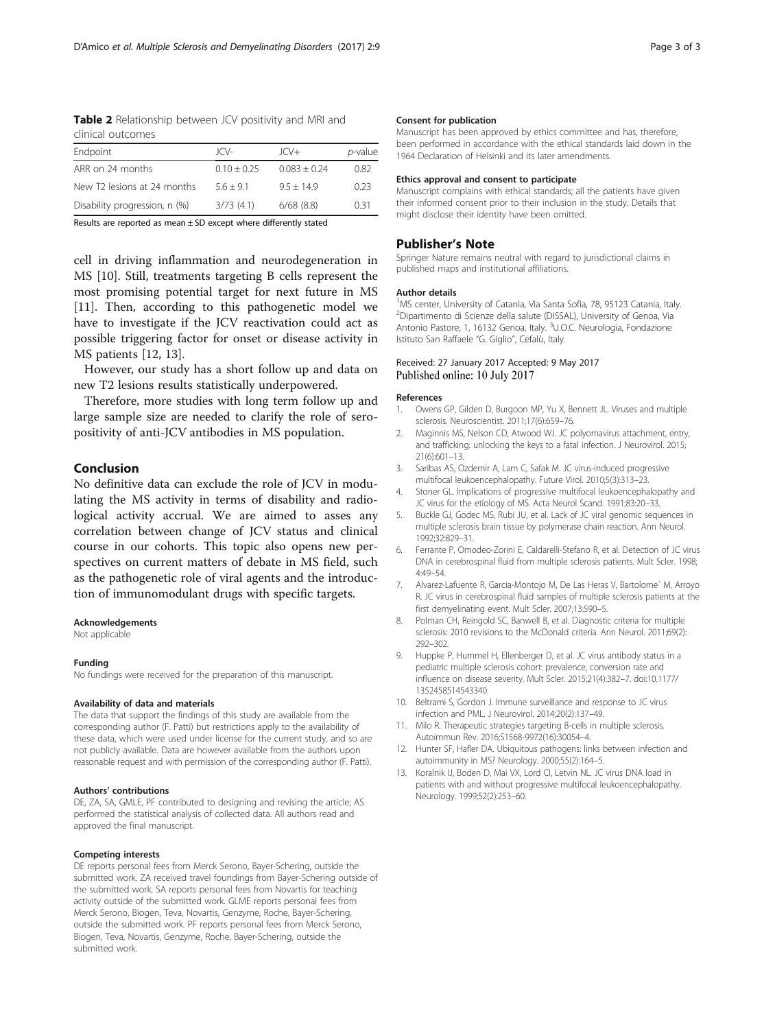**Table 2** Relationship between JCV positivity and MRI and clinical outcomes

| Endpoint | JCV- | JCV+ | *p*-value |
| --- | --- | --- | --- |
| ARR on 24 months | 0.10 ± 0.25 | 0.083 ± 0.24 | 0.82 |
| New T2 lesions at 24 months | 5.6 ± 9.1 | 9.5 ± 14.9 | 0.23 |
| Disability progression, n (%) | 3/73 (4.1) | 6/68 (8.8) | 0.31 |

Results are reported as mean ± SD except where differently stated

cell in driving inflammation and neurodegeneration in MS [10]. Still, treatments targeting B cells represent the most promising potential target for next future in MS [11]. Then, according to this pathogenetic model we have to investigate if the JCV reactivation could act as possible triggering factor for onset or disease activity in MS patients [12, 13].

However, our study has a short follow up and data on new T2 lesions results statistically underpowered.

Therefore, more studies with long term follow up and large sample size are needed to clarify the role of seropositivity of anti-JCV antibodies in MS population.

## Conclusion

No definitive data can exclude the role of JCV in modulating the MS activity in terms of disability and radiological activity accrual. We are aimed to asses any correlation between change of JCV status and clinical course in our cohorts. This topic also opens new perspectives on current matters of debate in MS field, such as the pathogenetic role of viral agents and the introduction of immunomodulant drugs with specific targets.

#### Acknowledgements

Not applicable

#### Funding

No fundings were received for the preparation of this manuscript.

#### Availability of data and materials

The data that support the findings of this study are available from the corresponding author (F. Patti) but restrictions apply to the availability of these data, which were used under license for the current study, and so are not publicly available. Data are however available from the authors upon reasonable request and with permission of the corresponding author (F. Patti).

#### Authors' contributions

DE, ZA, SA, GMLE, PF contributed to designing and revising the article; AS performed the statistical analysis of collected data. All authors read and approved the final manuscript.

#### Competing interests

DE reports personal fees from Merck Serono, Bayer-Schering, outside the submitted work. ZA received travel foundings from Bayer-Schering outside of the submitted work. SA reports personal fees from Novartis for teaching activity outside of the submitted work. GLME reports personal fees from Merck Serono, Biogen, Teva, Novartis, Genzyme, Roche, Bayer-Schering, outside the submitted work. PF reports personal fees from Merck Serono, Biogen, Teva, Novartis, Genzyme, Roche, Bayer-Schering, outside the submitted work.

#### Consent for publication

Manuscript has been approved by ethics committee and has, therefore, been performed in accordance with the ethical standards laid down in the 1964 Declaration of Helsinki and its later amendments.

#### Ethics approval and consent to participate

Manuscript complains with ethical standards; all the patients have given their informed consent prior to their inclusion in the study. Details that might disclose their identity have been omitted.

## Publisher's Note

Springer Nature remains neutral with regard to jurisdictional claims in published maps and institutional affiliations.

#### Author details

[1]MS center, University of Catania, Via Santa Sofia, 78, 95123 Catania, Italy. [2]Dipartimento di Scienze della salute (DISSAL), University of Genoa, Via Antonio Pastore, 1, 16132 Genoa, Italy. [3]U.O.C. Neurologia, Fondazione Istituto San Raffaele "G. Giglio", Cefalù, Italy.

Received: 27 January 2017 Accepted: 9 May 2017
Published online: 10 July 2017

#### References

1. Owens GP, Gilden D, Burgoon MP, Yu X, Bennett JL. Viruses and multiple sclerosis. Neuroscientist. 2011;17(6):659–76.
2. Maginnis MS, Nelson CD, Atwood WJ. JC polyomavirus attachment, entry, and trafficking: unlocking the keys to a fatal infection. J Neurovirol. 2015; 21(6):601–13.
3. Saribas AS, Ozdemir A, Lam C, Safak M. JC virus-induced progressive multifocal leukoencephalopathy. Future Virol. 2010;5(3):313–23.
4. Stoner GL. Implications of progressive multifocal leukoencephalopathy and JC virus for the etiology of MS. Acta Neurol Scand. 1991;83:20–33.
5. Buckle GJ, Godec MS, Rubi JU, et al. Lack of JC viral genomic sequences in multiple sclerosis brain tissue by polymerase chain reaction. Ann Neurol. 1992;32:829–31.
6. Ferrante P, Omodeo-Zorini E, Caldarelli-Stefano R, et al. Detection of JC virus DNA in cerebrospinal fluid from multiple sclerosis patients. Mult Scler. 1998; 4:49–54.
7. Alvarez-Lafuente R, Garcia-Montojo M, De Las Heras V, Bartolome´ M, Arroyo R. JC virus in cerebrospinal fluid samples of multiple sclerosis patients at the first demyelinating event. Mult Scler. 2007;13:590–5.
8. Polman CH, Reingold SC, Banwell B, et al. Diagnostic criteria for multiple sclerosis: 2010 revisions to the McDonald criteria. Ann Neurol. 2011;69(2): 292–302.
9. Huppke P, Hummel H, Ellenberger D, et al. JC virus antibody status in a pediatric multiple sclerosis cohort: prevalence, conversion rate and influence on disease severity. Mult Scler. 2015;21(4):382–7. doi:10.1177/1352458514543340.
10. Beltrami S, Gordon J. Immune surveillance and response to JC virus infection and PML. J Neurovirol. 2014;20(2):137–49.
11. Milo R. Therapeutic strategies targeting B-cells in multiple sclerosis. Autoimmun Rev. 2016;S1568-9972(16):30054–4.
12. Hunter SF, Hafler DA. Ubiquitous pathogens: links between infection and autoimmunity in MS? Neurology. 2000;55(2):164–5.
13. Koralnik IJ, Boden D, Mai VX, Lord CI, Letvin NL. JC virus DNA load in patients with and without progressive multifocal leukoencephalopathy. Neurology. 1999;52(2):253–60.